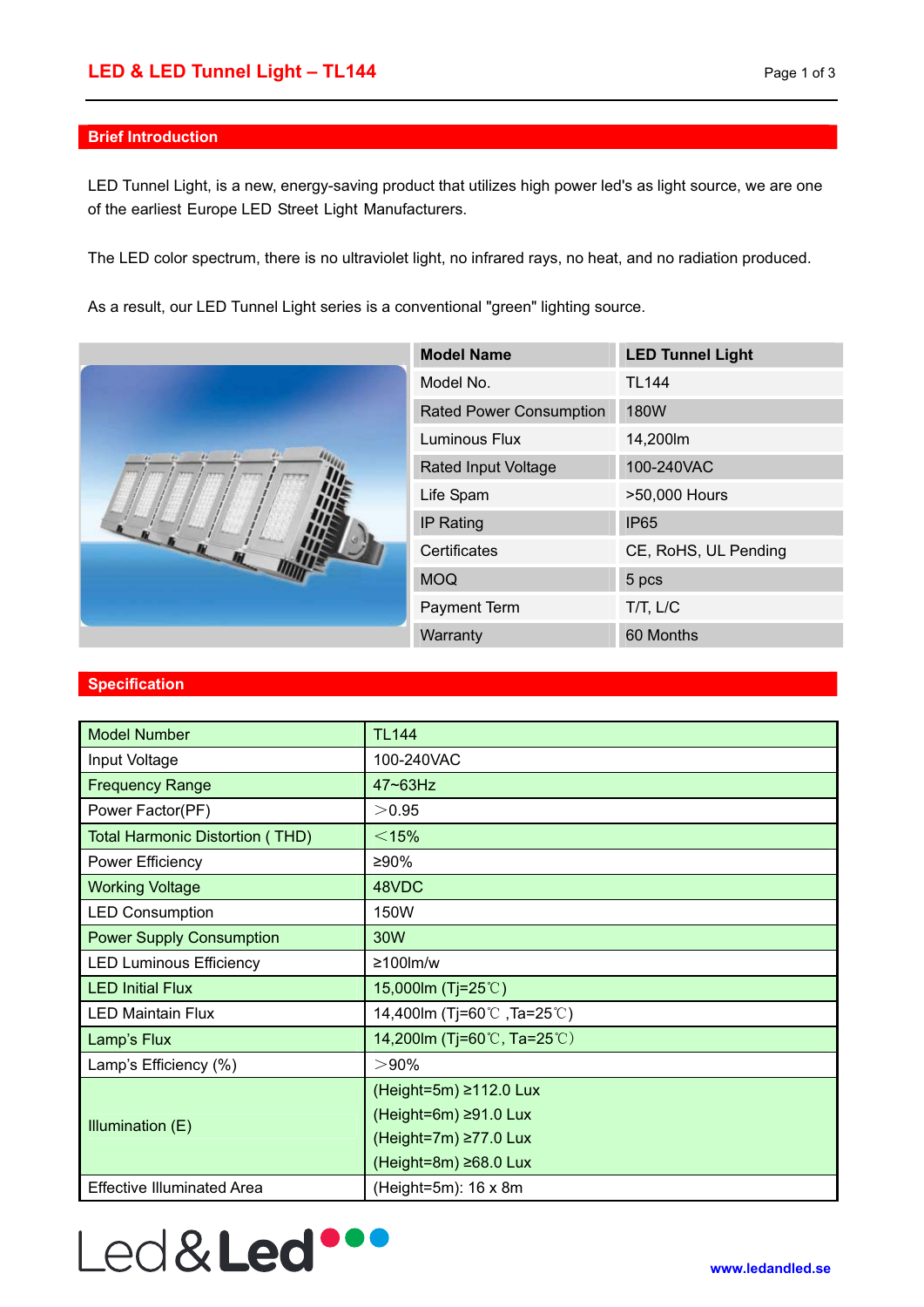# LED & LED Tunnel Light – TL144

## Brief Introduction

LED Tunnel Light, is a new, energy-saving product that utilizes high power led's as light source, we are one of the earliest Europe LED Street Light Manufacturers.

The LED color spectrum, there is no ultraviolet light, no infrared rays, no heat, and no radiation produced.

As a result, our LED Tunnel Light series is a conventional "green" lighting source.

| Model Name | LED Tunnel Light |
|---|---|
| Model No. | TL144 |
| Rated Power Consumption | 180W |
| Luminous Flux | 14,200lm |
| Rated Input Voltage | 100-240VAC |
| Life Spam | >50,000 Hours |
| IP Rating | IP65 |
| Certificates | CE, RoHS, UL Pending |
| MOQ | 5 pcs |
| Payment Term | T/T, L/C |
| Warranty | 60 Months |

## Specification

| Model Number | TL144 |
|---|---|
| Input Voltage | 100-240VAC |
| Frequency Range | 47~63Hz |
| Power Factor(PF) | ＞0.95 |
| Total Harmonic Distortion ( THD) | ＜15% |
| Power Efficiency | ≥90% |
| Working Voltage | 48VDC |
| LED Consumption | 150W |
| Power Supply Consumption | 30W |
| LED Luminous Efficiency | ≥100lm/w |
| LED Initial Flux | 15,000lm (Tj=25℃) |
| LED Maintain Flux | 14,400lm (Tj=60℃ ,Ta=25℃) |
| Lamp's Flux | 14,200lm (Tj=60℃, Ta=25℃) |
| Lamp's Efficiency (%) | ＞90% |
| Illumination (E) | (Height=5m) ≥112.0 Lux<br>(Height=6m) ≥91.0 Lux<br>(Height=7m) ≥77.0 Lux<br>(Height=8m) ≥68.0 Lux |
| Effective Illuminated Area | (Height=5m): 16 x 8m |

www.ledandled.se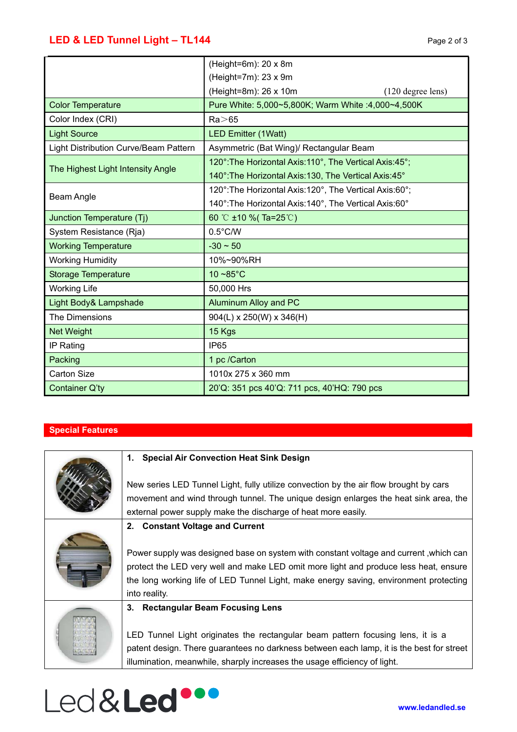|  |  |
|---|---|
|  | (Height=6m): 20 x 8m<br>(Height=7m): 23 x 9m<br>(Height=8m): 26 x 10m (120 degree lens) |
| Color Temperature | Pure White: 5,000~5,800K; Warm White :4,000~4,500K |
| Color Index (CRI) | Ra＞65 |
| Light Source | LED Emitter (1Watt) |
| Light Distribution Curve/Beam Pattern | Asymmetric (Bat Wing)/ Rectangular Beam |
| The Highest Light Intensity Angle | 120°:The Horizontal Axis:110°, The Vertical Axis:45°;<br>140°:The Horizontal Axis:130, The Vertical Axis:45° |
| Beam Angle | 120°:The Horizontal Axis:120°, The Vertical Axis:60°;<br>140°:The Horizontal Axis:140°, The Vertical Axis:60° |
| Junction Temperature (Tj) | 60 ℃ ±10 %( Ta=25℃) |
| System Resistance (Rja) | 0.5°C/W |
| Working Temperature | -30 ~ 50 |
| Working Humidity | 10%~90%RH |
| Storage Temperature | 10 ~85°C |
| Working Life | 50,000 Hrs |
| Light Body& Lampshade | Aluminum Alloy and PC |
| The Dimensions | 904(L) x 250(W) x 346(H) |
| Net Weight | 15 Kgs |
| IP Rating | IP65 |
| Packing | 1 pc /Carton |
| Carton Size | 1010x 275 x 360 mm |
| Container Q'ty | 20'Q: 351 pcs 40'Q: 711 pcs, 40'HQ: 790 pcs |

## Special Features

**1. Special Air Convection Heat Sink Design**

New series LED Tunnel Light, fully utilize convection by the air flow brought by cars movement and wind through tunnel. The unique design enlarges the heat sink area, the external power supply make the discharge of heat more easily.

**2. Constant Voltage and Current**

Power supply was designed base on system with constant voltage and current ,which can protect the LED very well and make LED omit more light and produce less heat, ensure the long working life of LED Tunnel Light, make energy saving, environment protecting into reality.

**3. Rectangular Beam Focusing Lens**

LED Tunnel Light originates the rectangular beam pattern focusing lens, it is a patent design. There guarantees no darkness between each lamp, it is the best for street illumination, meanwhile, sharply increases the usage efficiency of light.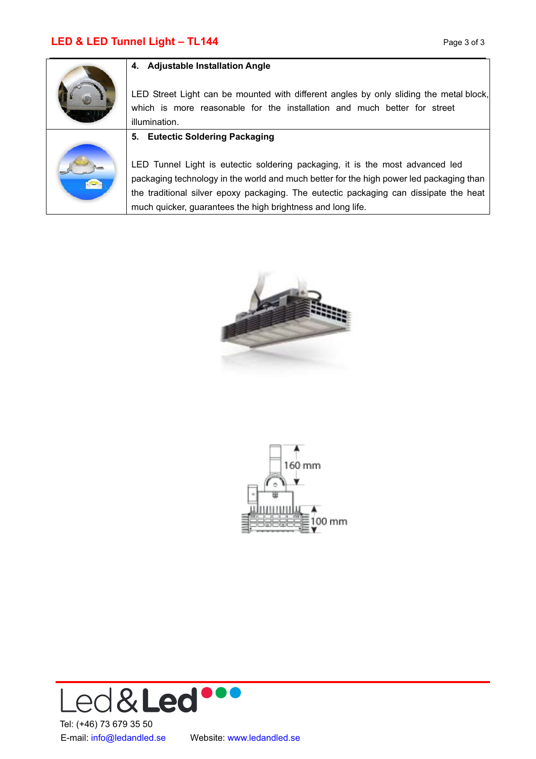| | |
|---|---|
| | **4. Adjustable Installation Angle**<br><br>LED Street Light can be mounted with different angles by only sliding the metal block, which is more reasonable for the installation and much better for street illumination. |
| | **5. Eutectic Soldering Packaging**<br><br>LED Tunnel Light is eutectic soldering packaging, it is the most advanced led packaging technology in the world and much better for the high power led packaging than the traditional silver epoxy packaging. The eutectic packaging can dissipate the heat much quicker, guarantees the high brightness and long life. |

160 mm

100 mm

Led&Led

Tel: (+46) 73 679 35 50

E-mail: info@ledandled.se    Website: www.ledandled.se